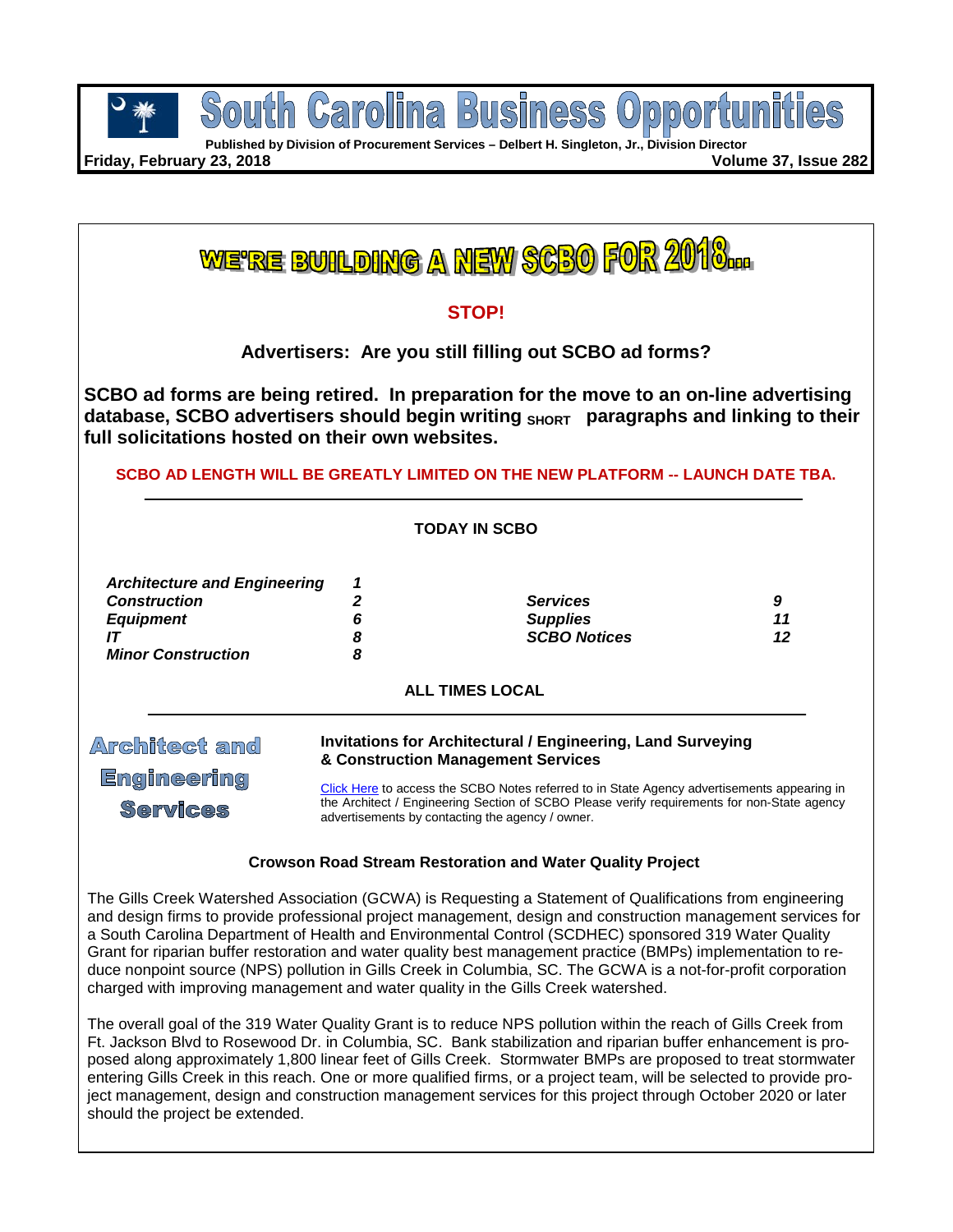# South Carolina Business Opportunities

**Published by Division of Procurement Services – Delbert H. Singleton, Jr., Division Director**

**Friday, February 23, 2018** **Volume 37, Issue 282**

## WE'RE BUILDING A NEW SCBO FOR 2018...

**STOP!**

**Advertisers: Are you still filling out SCBO ad forms?**

**SCBO ad forms are being retired. In preparation for the move to an on-line advertising database, SCBO advertisers should begin writing SHORT paragraphs and linking to their full solicitations hosted on their own websites.**

**SCBO AD LENGTH WILL BE GREATLY LIMITED ON THE NEW PLATFORM -- LAUNCH DATE TBA.**

**TODAY IN SCBO**

| | | | |
|---|---|---|---|
| *Architecture and Engineering* | *1* | | |
| *Construction* | *2* | *Services* | *9* |
| *Equipment* | *6* | *Supplies* | *11* |
| *IT* | *8* | *SCBO Notices* | *12* |
| *Minor Construction* | *8* | | |

**ALL TIMES LOCAL**

## Architect and Engineering Services

**Invitations for Architectural / Engineering, Land Surveying & Construction Management Services**

Click Here to access the SCBO Notes referred to in State Agency advertisements appearing in the Architect / Engineering Section of SCBO Please verify requirements for non-State agency advertisements by contacting the agency / owner.

### Crowson Road Stream Restoration and Water Quality Project

The Gills Creek Watershed Association (GCWA) is Requesting a Statement of Qualifications from engineering and design firms to provide professional project management, design and construction management services for a South Carolina Department of Health and Environmental Control (SCDHEC) sponsored 319 Water Quality Grant for riparian buffer restoration and water quality best management practice (BMPs) implementation to reduce nonpoint source (NPS) pollution in Gills Creek in Columbia, SC. The GCWA is a not-for-profit corporation charged with improving management and water quality in the Gills Creek watershed.

The overall goal of the 319 Water Quality Grant is to reduce NPS pollution within the reach of Gills Creek from Ft. Jackson Blvd to Rosewood Dr. in Columbia, SC. Bank stabilization and riparian buffer enhancement is proposed along approximately 1,800 linear feet of Gills Creek. Stormwater BMPs are proposed to treat stormwater entering Gills Creek in this reach. One or more qualified firms, or a project team, will be selected to provide project management, design and construction management services for this project through October 2020 or later should the project be extended.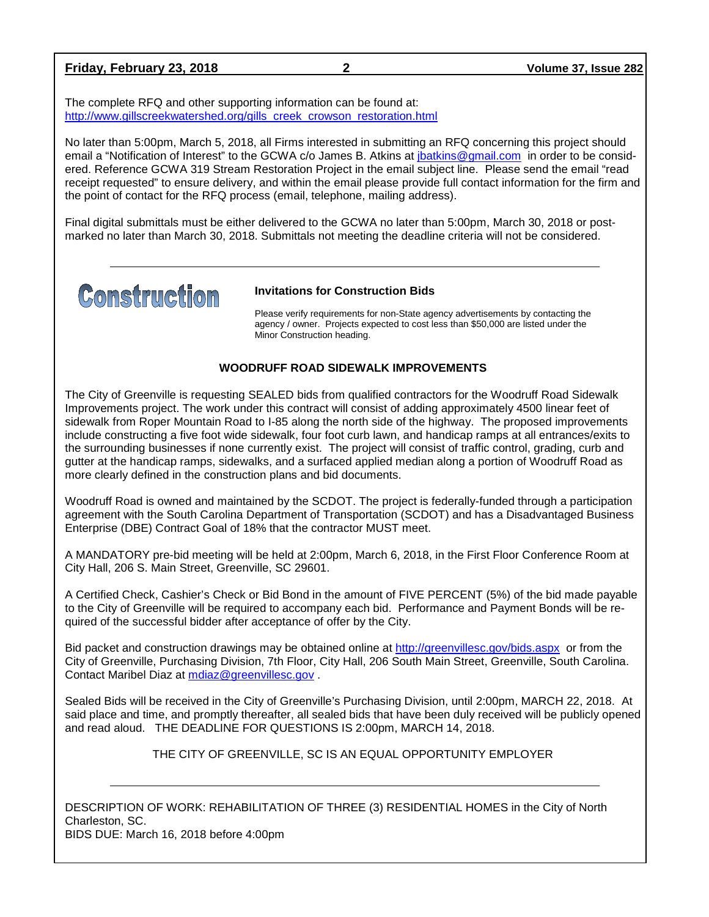The complete RFQ and other supporting information can be found at: http://www.gillscreekwatershed.org/gills_creek_crowson_restoration.html

No later than 5:00pm, March 5, 2018, all Firms interested in submitting an RFQ concerning this project should email a "Notification of Interest" to the GCWA c/o James B. Atkins at jbatkins@gmail.com in order to be considered. Reference GCWA 319 Stream Restoration Project in the email subject line. Please send the email "read receipt requested" to ensure delivery, and within the email please provide full contact information for the firm and the point of contact for the RFQ process (email, telephone, mailing address).

Final digital submittals must be either delivered to the GCWA no later than 5:00pm, March 30, 2018 or postmarked no later than March 30, 2018. Submittals not meeting the deadline criteria will not be considered.

---

# Construction

**Invitations for Construction Bids**

Please verify requirements for non-State agency advertisements by contacting the agency / owner. Projects expected to cost less than $50,000 are listed under the Minor Construction heading.

### WOODRUFF ROAD SIDEWALK IMPROVEMENTS

The City of Greenville is requesting SEALED bids from qualified contractors for the Woodruff Road Sidewalk Improvements project. The work under this contract will consist of adding approximately 4500 linear feet of sidewalk from Roper Mountain Road to I-85 along the north side of the highway. The proposed improvements include constructing a five foot wide sidewalk, four foot curb lawn, and handicap ramps at all entrances/exits to the surrounding businesses if none currently exist. The project will consist of traffic control, grading, curb and gutter at the handicap ramps, sidewalks, and a surfaced applied median along a portion of Woodruff Road as more clearly defined in the construction plans and bid documents.

Woodruff Road is owned and maintained by the SCDOT. The project is federally-funded through a participation agreement with the South Carolina Department of Transportation (SCDOT) and has a Disadvantaged Business Enterprise (DBE) Contract Goal of 18% that the contractor MUST meet.

A MANDATORY pre-bid meeting will be held at 2:00pm, March 6, 2018, in the First Floor Conference Room at City Hall, 206 S. Main Street, Greenville, SC 29601.

A Certified Check, Cashier's Check or Bid Bond in the amount of FIVE PERCENT (5%) of the bid made payable to the City of Greenville will be required to accompany each bid. Performance and Payment Bonds will be required of the successful bidder after acceptance of offer by the City.

Bid packet and construction drawings may be obtained online at http://greenvillesc.gov/bids.aspx or from the City of Greenville, Purchasing Division, 7th Floor, City Hall, 206 South Main Street, Greenville, South Carolina. Contact Maribel Diaz at mdiaz@greenvillesc.gov .

Sealed Bids will be received in the City of Greenville's Purchasing Division, until 2:00pm, MARCH 22, 2018. At said place and time, and promptly thereafter, all sealed bids that have been duly received will be publicly opened and read aloud. THE DEADLINE FOR QUESTIONS IS 2:00pm, MARCH 14, 2018.

THE CITY OF GREENVILLE, SC IS AN EQUAL OPPORTUNITY EMPLOYER

---

DESCRIPTION OF WORK: REHABILITATION OF THREE (3) RESIDENTIAL HOMES in the City of North Charleston, SC.
BIDS DUE: March 16, 2018 before 4:00pm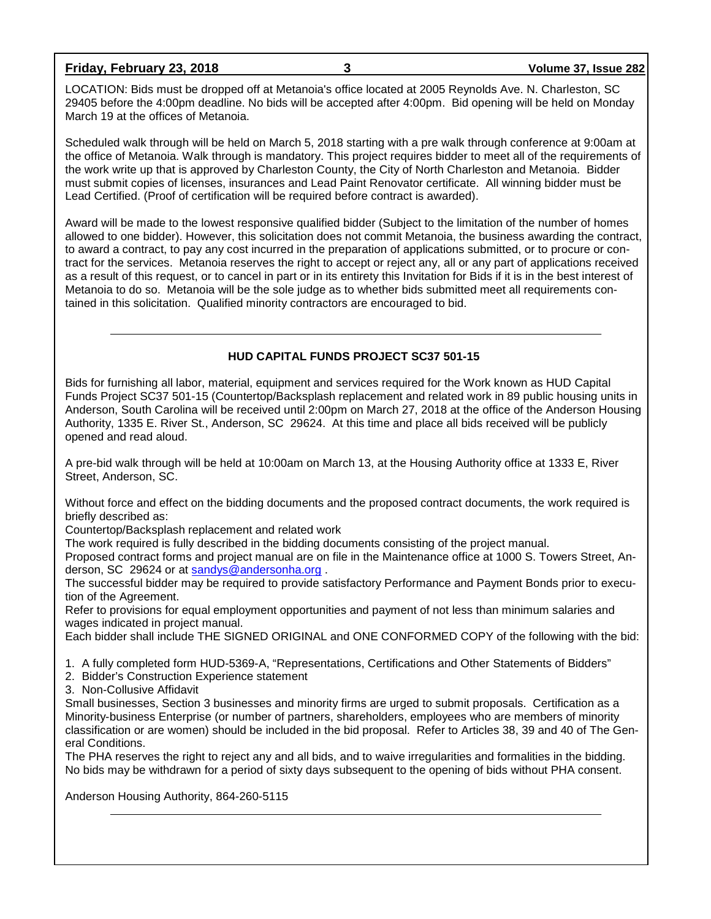LOCATION: Bids must be dropped off at Metanoia's office located at 2005 Reynolds Ave. N. Charleston, SC 29405 before the 4:00pm deadline. No bids will be accepted after 4:00pm. Bid opening will be held on Monday March 19 at the offices of Metanoia.

Scheduled walk through will be held on March 5, 2018 starting with a pre walk through conference at 9:00am at the office of Metanoia. Walk through is mandatory. This project requires bidder to meet all of the requirements of the work write up that is approved by Charleston County, the City of North Charleston and Metanoia. Bidder must submit copies of licenses, insurances and Lead Paint Renovator certificate. All winning bidder must be Lead Certified. (Proof of certification will be required before contract is awarded).

Award will be made to the lowest responsive qualified bidder (Subject to the limitation of the number of homes allowed to one bidder). However, this solicitation does not commit Metanoia, the business awarding the contract, to award a contract, to pay any cost incurred in the preparation of applications submitted, or to procure or contract for the services. Metanoia reserves the right to accept or reject any, all or any part of applications received as a result of this request, or to cancel in part or in its entirety this Invitation for Bids if it is in the best interest of Metanoia to do so. Metanoia will be the sole judge as to whether bids submitted meet all requirements contained in this solicitation. Qualified minority contractors are encouraged to bid.

---

## HUD CAPITAL FUNDS PROJECT SC37 501-15

Bids for furnishing all labor, material, equipment and services required for the Work known as HUD Capital Funds Project SC37 501-15 (Countertop/Backsplash replacement and related work in 89 public housing units in Anderson, South Carolina will be received until 2:00pm on March 27, 2018 at the office of the Anderson Housing Authority, 1335 E. River St., Anderson, SC 29624. At this time and place all bids received will be publicly opened and read aloud.

A pre-bid walk through will be held at 10:00am on March 13, at the Housing Authority office at 1333 E, River Street, Anderson, SC.

Without force and effect on the bidding documents and the proposed contract documents, the work required is briefly described as:
Countertop/Backsplash replacement and related work
The work required is fully described in the bidding documents consisting of the project manual.
Proposed contract forms and project manual are on file in the Maintenance office at 1000 S. Towers Street, Anderson, SC 29624 or at sandys@andersonha.org .
The successful bidder may be required to provide satisfactory Performance and Payment Bonds prior to execution of the Agreement.
Refer to provisions for equal employment opportunities and payment of not less than minimum salaries and wages indicated in project manual.
Each bidder shall include THE SIGNED ORIGINAL and ONE CONFORMED COPY of the following with the bid:

1. A fully completed form HUD-5369-A, "Representations, Certifications and Other Statements of Bidders"
2. Bidder's Construction Experience statement
3. Non-Collusive Affidavit

Small businesses, Section 3 businesses and minority firms are urged to submit proposals. Certification as a Minority-business Enterprise (or number of partners, shareholders, employees who are members of minority classification or are women) should be included in the bid proposal. Refer to Articles 38, 39 and 40 of The General Conditions.
The PHA reserves the right to reject any and all bids, and to waive irregularities and formalities in the bidding. No bids may be withdrawn for a period of sixty days subsequent to the opening of bids without PHA consent.

Anderson Housing Authority, 864-260-5115

---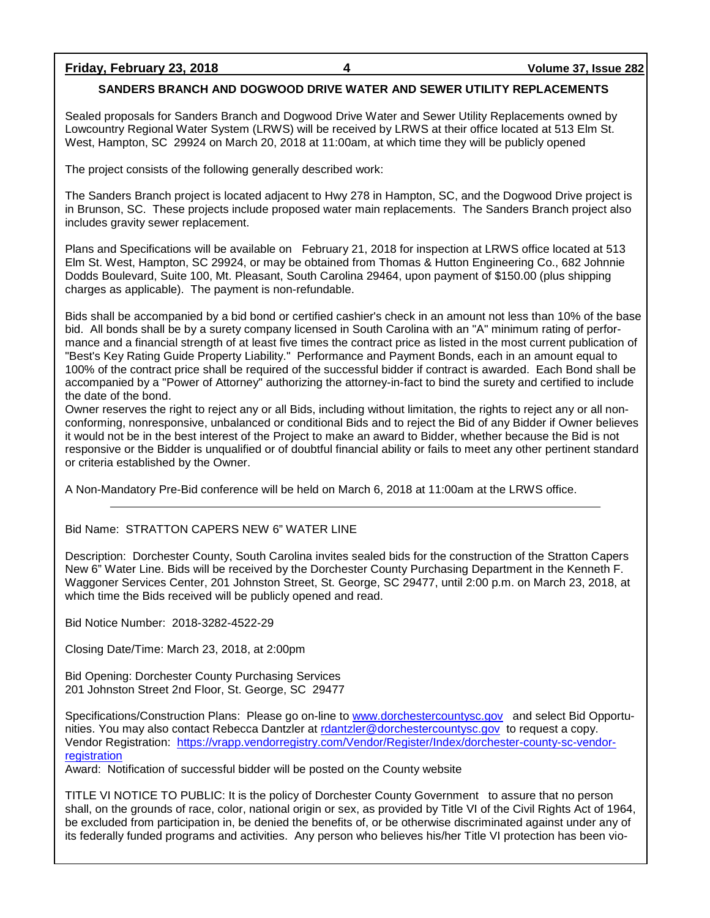## SANDERS BRANCH AND DOGWOOD DRIVE WATER AND SEWER UTILITY REPLACEMENTS

Sealed proposals for Sanders Branch and Dogwood Drive Water and Sewer Utility Replacements owned by Lowcountry Regional Water System (LRWS) will be received by LRWS at their office located at 513 Elm St. West, Hampton, SC 29924 on March 20, 2018 at 11:00am, at which time they will be publicly opened

The project consists of the following generally described work:

The Sanders Branch project is located adjacent to Hwy 278 in Hampton, SC, and the Dogwood Drive project is in Brunson, SC. These projects include proposed water main replacements. The Sanders Branch project also includes gravity sewer replacement.

Plans and Specifications will be available on February 21, 2018 for inspection at LRWS office located at 513 Elm St. West, Hampton, SC 29924, or may be obtained from Thomas & Hutton Engineering Co., 682 Johnnie Dodds Boulevard, Suite 100, Mt. Pleasant, South Carolina 29464, upon payment of $150.00 (plus shipping charges as applicable). The payment is non-refundable.

Bids shall be accompanied by a bid bond or certified cashier's check in an amount not less than 10% of the base bid. All bonds shall be by a surety company licensed in South Carolina with an "A" minimum rating of performance and a financial strength of at least five times the contract price as listed in the most current publication of "Best's Key Rating Guide Property Liability." Performance and Payment Bonds, each in an amount equal to 100% of the contract price shall be required of the successful bidder if contract is awarded. Each Bond shall be accompanied by a "Power of Attorney" authorizing the attorney-in-fact to bind the surety and certified to include the date of the bond.
Owner reserves the right to reject any or all Bids, including without limitation, the rights to reject any or all nonconforming, nonresponsive, unbalanced or conditional Bids and to reject the Bid of any Bidder if Owner believes it would not be in the best interest of the Project to make an award to Bidder, whether because the Bid is not responsive or the Bidder is unqualified or of doubtful financial ability or fails to meet any other pertinent standard or criteria established by the Owner.

A Non-Mandatory Pre-Bid conference will be held on March 6, 2018 at 11:00am at the LRWS office.

---

Bid Name: STRATTON CAPERS NEW 6" WATER LINE

Description: Dorchester County, South Carolina invites sealed bids for the construction of the Stratton Capers New 6" Water Line. Bids will be received by the Dorchester County Purchasing Department in the Kenneth F. Waggoner Services Center, 201 Johnston Street, St. George, SC 29477, until 2:00 p.m. on March 23, 2018, at which time the Bids received will be publicly opened and read.

Bid Notice Number: 2018-3282-4522-29

Closing Date/Time: March 23, 2018, at 2:00pm

Bid Opening: Dorchester County Purchasing Services
201 Johnston Street 2nd Floor, St. George, SC 29477

Specifications/Construction Plans: Please go on-line to www.dorchestercountysc.gov and select Bid Opportunities. You may also contact Rebecca Dantzler at rdantzler@dorchestercountysc.gov to request a copy.
Vendor Registration: https://vrapp.vendorregistry.com/Vendor/Register/Index/dorchester-county-sc-vendor-registration
Award: Notification of successful bidder will be posted on the County website

TITLE VI NOTICE TO PUBLIC: It is the policy of Dorchester County Government to assure that no person shall, on the grounds of race, color, national origin or sex, as provided by Title VI of the Civil Rights Act of 1964, be excluded from participation in, be denied the benefits of, or be otherwise discriminated against under any of its federally funded programs and activities. Any person who believes his/her Title VI protection has been vio-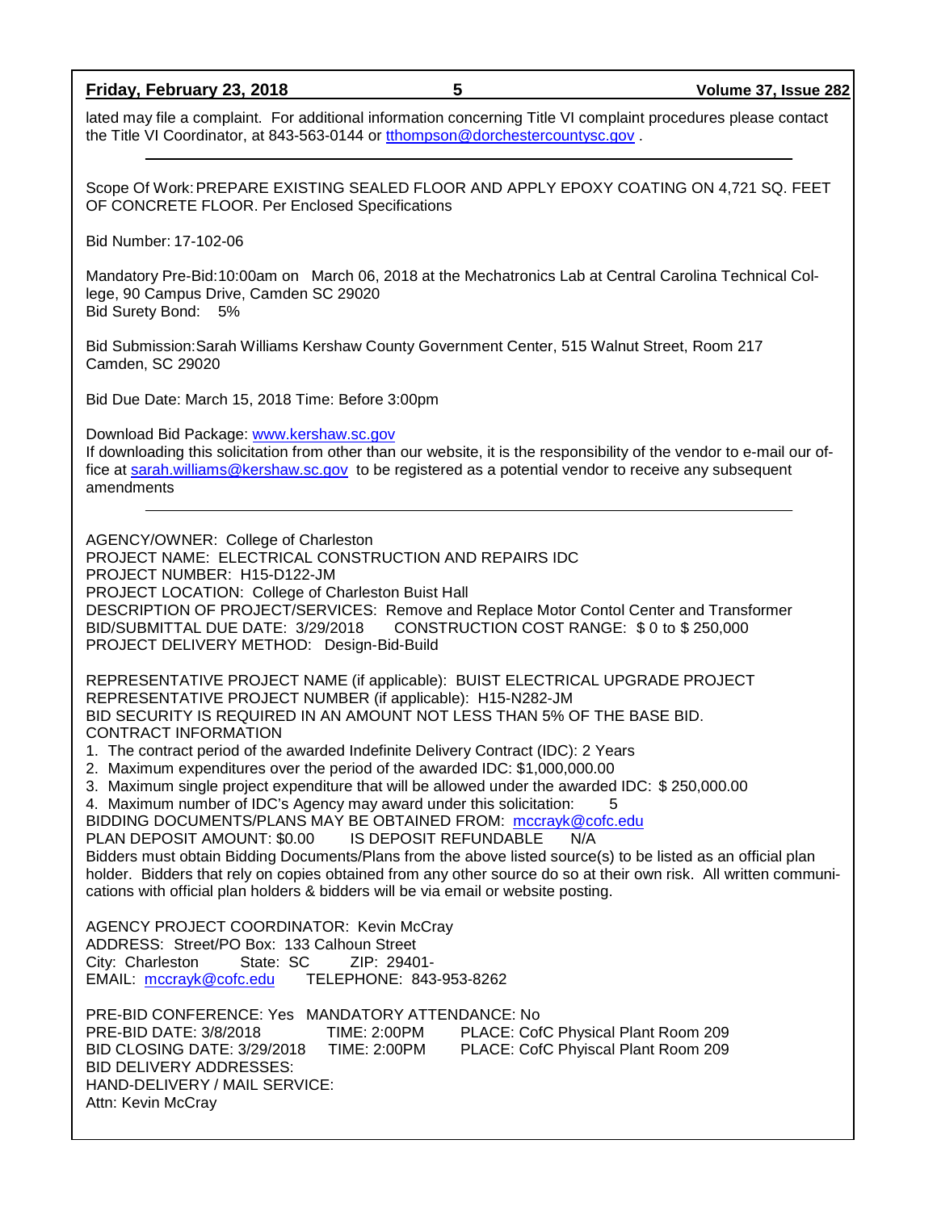lated may file a complaint. For additional information concerning Title VI complaint procedures please contact the Title VI Coordinator, at 843-563-0144 or tthompson@dorchestercountysc.gov .

---

Scope Of Work: PREPARE EXISTING SEALED FLOOR AND APPLY EPOXY COATING ON 4,721 SQ. FEET OF CONCRETE FLOOR. Per Enclosed Specifications

Bid Number: 17-102-06

Mandatory Pre-Bid:10:00am on March 06, 2018 at the Mechatronics Lab at Central Carolina Technical College, 90 Campus Drive, Camden SC 29020
Bid Surety Bond: 5%

Bid Submission:Sarah Williams Kershaw County Government Center, 515 Walnut Street, Room 217 Camden, SC 29020

Bid Due Date: March 15, 2018 Time: Before 3:00pm

Download Bid Package: www.kershaw.sc.gov
If downloading this solicitation from other than our website, it is the responsibility of the vendor to e-mail our office at sarah.williams@kershaw.sc.gov to be registered as a potential vendor to receive any subsequent amendments

---

AGENCY/OWNER: College of Charleston
PROJECT NAME: ELECTRICAL CONSTRUCTION AND REPAIRS IDC
PROJECT NUMBER: H15-D122-JM
PROJECT LOCATION: College of Charleston Buist Hall
DESCRIPTION OF PROJECT/SERVICES: Remove and Replace Motor Contol Center and Transformer
BID/SUBMITTAL DUE DATE: 3/29/2018 CONSTRUCTION COST RANGE: $ 0 to $ 250,000
PROJECT DELIVERY METHOD: Design-Bid-Build

REPRESENTATIVE PROJECT NAME (if applicable): BUIST ELECTRICAL UPGRADE PROJECT
REPRESENTATIVE PROJECT NUMBER (if applicable): H15-N282-JM
BID SECURITY IS REQUIRED IN AN AMOUNT NOT LESS THAN 5% OF THE BASE BID.
CONTRACT INFORMATION

1. The contract period of the awarded Indefinite Delivery Contract (IDC): 2 Years
2. Maximum expenditures over the period of the awarded IDC: $1,000,000.00
3. Maximum single project expenditure that will be allowed under the awarded IDC: $ 250,000.00
4. Maximum number of IDC's Agency may award under this solicitation: 5

BIDDING DOCUMENTS/PLANS MAY BE OBTAINED FROM: mccrayk@cofc.edu
PLAN DEPOSIT AMOUNT: $0.00 IS DEPOSIT REFUNDABLE N/A
Bidders must obtain Bidding Documents/Plans from the above listed source(s) to be listed as an official plan holder. Bidders that rely on copies obtained from any other source do so at their own risk. All written communications with official plan holders & bidders will be via email or website posting.

AGENCY PROJECT COORDINATOR: Kevin McCray
ADDRESS: Street/PO Box: 133 Calhoun Street
City: Charleston State: SC ZIP: 29401-
EMAIL: mccrayk@cofc.edu TELEPHONE: 843-953-8262

PRE-BID CONFERENCE: Yes MANDATORY ATTENDANCE: No
PRE-BID DATE: 3/8/2018 TIME: 2:00PM PLACE: CofC Physical Plant Room 209
BID CLOSING DATE: 3/29/2018 TIME: 2:00PM PLACE: CofC Phyiscal Plant Room 209
BID DELIVERY ADDRESSES:
HAND-DELIVERY / MAIL SERVICE:
Attn: Kevin McCray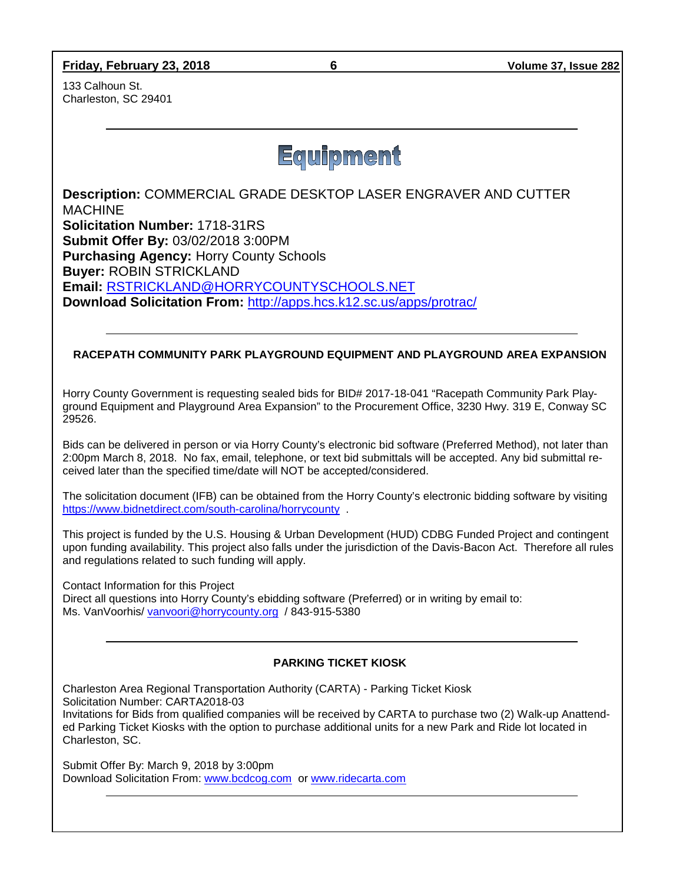133 Calhoun St.
Charleston, SC 29401

---

# Equipment

**Description:** COMMERCIAL GRADE DESKTOP LASER ENGRAVER AND CUTTER MACHINE
**Solicitation Number:** 1718-31RS
**Submit Offer By:** 03/02/2018 3:00PM
**Purchasing Agency:** Horry County Schools
**Buyer:** ROBIN STRICKLAND
**Email:** RSTRICKLAND@HORRYCOUNTYSCHOOLS.NET
**Download Solicitation From:** http://apps.hcs.k12.sc.us/apps/protrac/

---

**RACEPATH COMMUNITY PARK PLAYGROUND EQUIPMENT AND PLAYGROUND AREA EXPANSION**

Horry County Government is requesting sealed bids for BID# 2017-18-041 "Racepath Community Park Playground Equipment and Playground Area Expansion" to the Procurement Office, 3230 Hwy. 319 E, Conway SC 29526.

Bids can be delivered in person or via Horry County's electronic bid software (Preferred Method), not later than 2:00pm March 8, 2018. No fax, email, telephone, or text bid submittals will be accepted. Any bid submittal received later than the specified time/date will NOT be accepted/considered.

The solicitation document (IFB) can be obtained from the Horry County's electronic bidding software by visiting https://www.bidnetdirect.com/south-carolina/horrycounty .

This project is funded by the U.S. Housing & Urban Development (HUD) CDBG Funded Project and contingent upon funding availability. This project also falls under the jurisdiction of the Davis-Bacon Act. Therefore all rules and regulations related to such funding will apply.

Contact Information for this Project
Direct all questions into Horry County's ebidding software (Preferred) or in writing by email to:
Ms. VanVoorhis/ vanvoori@horrycounty.org / 843-915-5380

---

**PARKING TICKET KIOSK**

Charleston Area Regional Transportation Authority (CARTA) - Parking Ticket Kiosk
Solicitation Number: CARTA2018-03
Invitations for Bids from qualified companies will be received by CARTA to purchase two (2) Walk-up Anattended Parking Ticket Kiosks with the option to purchase additional units for a new Park and Ride lot located in Charleston, SC.

Submit Offer By: March 9, 2018 by 3:00pm
Download Solicitation From: www.bcdcog.com or www.ridecarta.com

---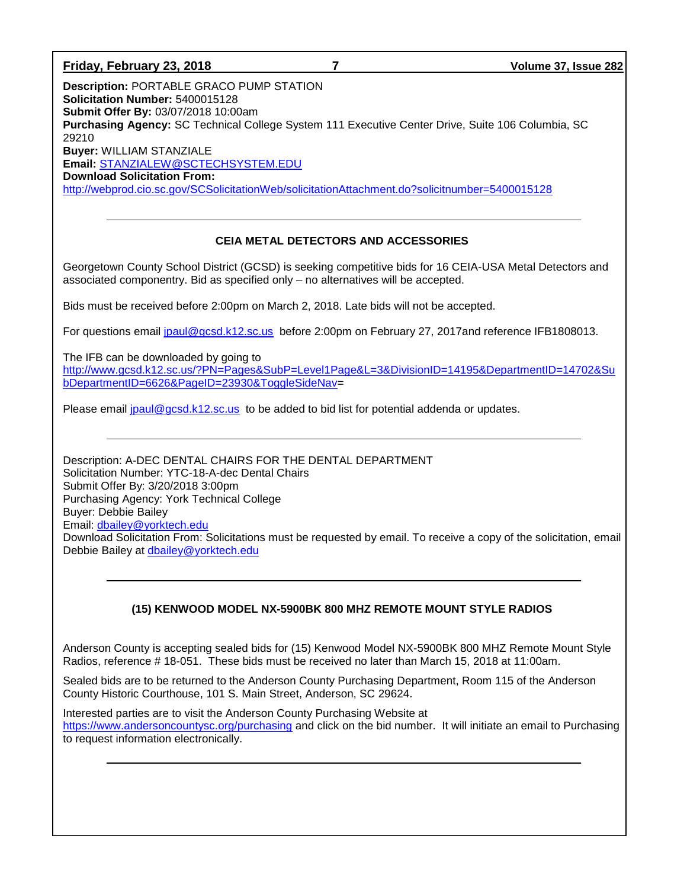**Description:** PORTABLE GRACO PUMP STATION
**Solicitation Number:** 5400015128
**Submit Offer By:** 03/07/2018 10:00am
**Purchasing Agency:** SC Technical College System 111 Executive Center Drive, Suite 106 Columbia, SC 29210
**Buyer:** WILLIAM STANZIALE
**Email:** STANZIALEW@SCTECHSYSTEM.EDU
**Download Solicitation From:**
http://webprod.cio.sc.gov/SCSolicitationWeb/solicitationAttachment.do?solicitnumber=5400015128

---

**CEIA METAL DETECTORS AND ACCESSORIES**

Georgetown County School District (GCSD) is seeking competitive bids for 16 CEIA-USA Metal Detectors and associated componentry. Bid as specified only – no alternatives will be accepted.

Bids must be received before 2:00pm on March 2, 2018. Late bids will not be accepted.

For questions email jpaul@gcsd.k12.sc.us before 2:00pm on February 27, 2017and reference IFB1808013.

The IFB can be downloaded by going to
http://www.gcsd.k12.sc.us/?PN=Pages&SubP=Level1Page&L=3&DivisionID=14195&DepartmentID=14702&SubDepartmentID=6626&PageID=23930&ToggleSideNav=

Please email jpaul@gcsd.k12.sc.us to be added to bid list for potential addenda or updates.

---

Description: A-DEC DENTAL CHAIRS FOR THE DENTAL DEPARTMENT
Solicitation Number: YTC-18-A-dec Dental Chairs
Submit Offer By: 3/20/2018 3:00pm
Purchasing Agency: York Technical College
Buyer: Debbie Bailey
Email: dbailey@yorktech.edu
Download Solicitation From: Solicitations must be requested by email. To receive a copy of the solicitation, email Debbie Bailey at dbailey@yorktech.edu

---

**(15) KENWOOD MODEL NX-5900BK 800 MHZ REMOTE MOUNT STYLE RADIOS**

Anderson County is accepting sealed bids for (15) Kenwood Model NX-5900BK 800 MHZ Remote Mount Style Radios, reference # 18-051. These bids must be received no later than March 15, 2018 at 11:00am.

Sealed bids are to be returned to the Anderson County Purchasing Department, Room 115 of the Anderson County Historic Courthouse, 101 S. Main Street, Anderson, SC 29624.

Interested parties are to visit the Anderson County Purchasing Website at https://www.andersoncountysc.org/purchasing and click on the bid number. It will initiate an email to Purchasing to request information electronically.

---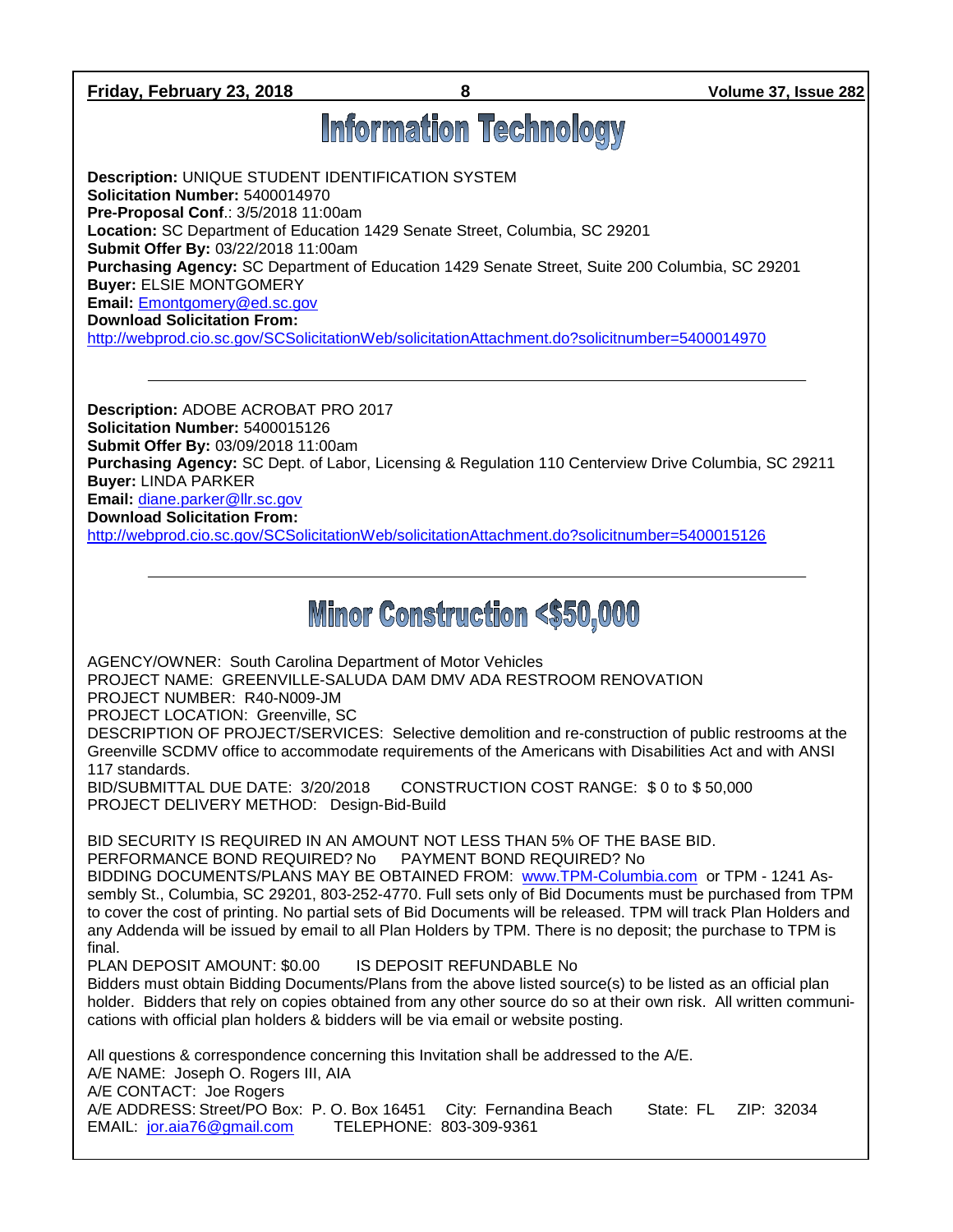# Information Technology

**Description:** UNIQUE STUDENT IDENTIFICATION SYSTEM
**Solicitation Number:** 5400014970
**Pre-Proposal Conf**.: 3/5/2018 11:00am
**Location:** SC Department of Education 1429 Senate Street, Columbia, SC 29201
**Submit Offer By:** 03/22/2018 11:00am
**Purchasing Agency:** SC Department of Education 1429 Senate Street, Suite 200 Columbia, SC 29201
**Buyer:** ELSIE MONTGOMERY
**Email:** Emontgomery@ed.sc.gov
**Download Solicitation From:**
http://webprod.cio.sc.gov/SCSolicitationWeb/solicitationAttachment.do?solicitnumber=5400014970

---

**Description:** ADOBE ACROBAT PRO 2017
**Solicitation Number:** 5400015126
**Submit Offer By:** 03/09/2018 11:00am
**Purchasing Agency:** SC Dept. of Labor, Licensing & Regulation 110 Centerview Drive Columbia, SC 29211
**Buyer:** LINDA PARKER
**Email:** diane.parker@llr.sc.gov
**Download Solicitation From:**
http://webprod.cio.sc.gov/SCSolicitationWeb/solicitationAttachment.do?solicitnumber=5400015126

---

# Minor Construction <$50,000

AGENCY/OWNER: South Carolina Department of Motor Vehicles
PROJECT NAME: GREENVILLE-SALUDA DAM DMV ADA RESTROOM RENOVATION
PROJECT NUMBER: R40-N009-JM
PROJECT LOCATION: Greenville, SC
DESCRIPTION OF PROJECT/SERVICES: Selective demolition and re-construction of public restrooms at the Greenville SCDMV office to accommodate requirements of the Americans with Disabilities Act and with ANSI 117 standards.
BID/SUBMITTAL DUE DATE: 3/20/2018 CONSTRUCTION COST RANGE: $ 0 to $ 50,000
PROJECT DELIVERY METHOD: Design-Bid-Build

BID SECURITY IS REQUIRED IN AN AMOUNT NOT LESS THAN 5% OF THE BASE BID.
PERFORMANCE BOND REQUIRED? No PAYMENT BOND REQUIRED? No
BIDDING DOCUMENTS/PLANS MAY BE OBTAINED FROM: www.TPM-Columbia.com or TPM - 1241 Assembly St., Columbia, SC 29201, 803-252-4770. Full sets only of Bid Documents must be purchased from TPM to cover the cost of printing. No partial sets of Bid Documents will be released. TPM will track Plan Holders and any Addenda will be issued by email to all Plan Holders by TPM. There is no deposit; the purchase to TPM is final.
PLAN DEPOSIT AMOUNT: $0.00 IS DEPOSIT REFUNDABLE No
Bidders must obtain Bidding Documents/Plans from the above listed source(s) to be listed as an official plan holder. Bidders that rely on copies obtained from any other source do so at their own risk. All written communications with official plan holders & bidders will be via email or website posting.

All questions & correspondence concerning this Invitation shall be addressed to the A/E.
A/E NAME: Joseph O. Rogers III, AIA
A/E CONTACT: Joe Rogers
A/E ADDRESS: Street/PO Box: P. O. Box 16451 City: Fernandina Beach State: FL ZIP: 32034
EMAIL: jor.aia76@gmail.com TELEPHONE: 803-309-9361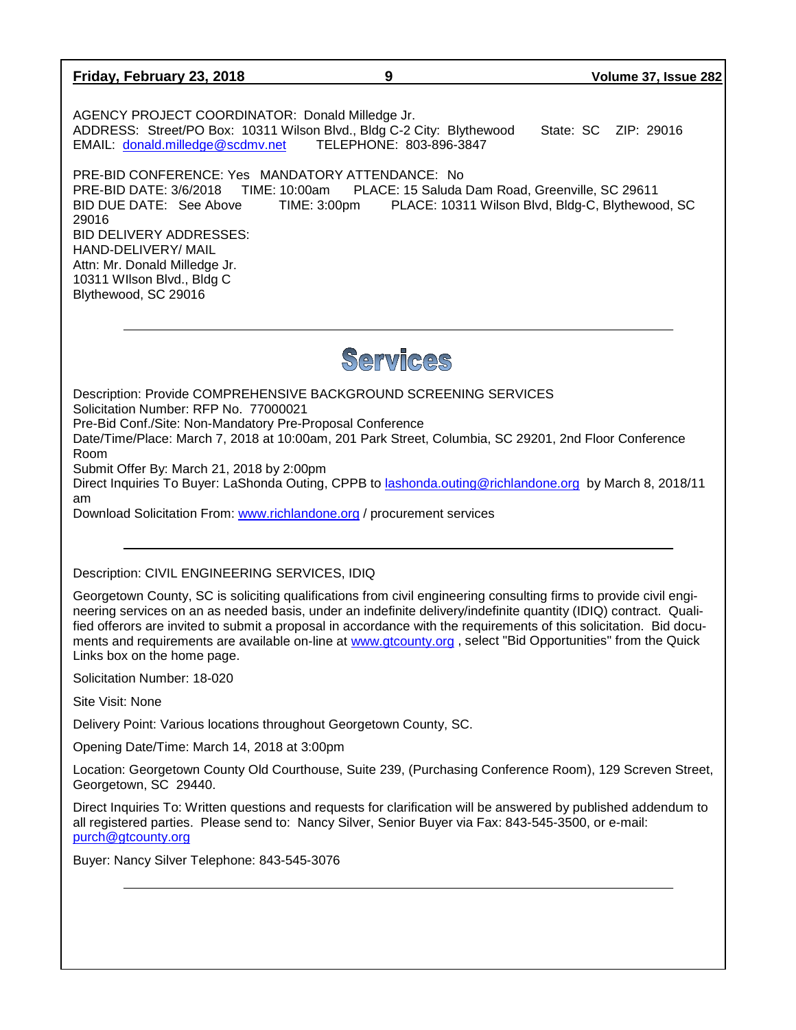AGENCY PROJECT COORDINATOR: Donald Milledge Jr.
ADDRESS: Street/PO Box: 10311 Wilson Blvd., Bldg C-2 City: Blythewood State: SC ZIP: 29016
EMAIL: donald.milledge@scdmv.net TELEPHONE: 803-896-3847

PRE-BID CONFERENCE: Yes MANDATORY ATTENDANCE: No
PRE-BID DATE: 3/6/2018 TIME: 10:00am PLACE: 15 Saluda Dam Road, Greenville, SC 29611
BID DUE DATE: See Above TIME: 3:00pm PLACE: 10311 Wilson Blvd, Bldg-C, Blythewood, SC 29016
BID DELIVERY ADDRESSES:
HAND-DELIVERY/ MAIL
Attn: Mr. Donald Milledge Jr.
10311 WIlson Blvd., Bldg C
Blythewood, SC 29016

---

# Services

Description: Provide COMPREHENSIVE BACKGROUND SCREENING SERVICES
Solicitation Number: RFP No. 77000021
Pre-Bid Conf./Site: Non-Mandatory Pre-Proposal Conference
Date/Time/Place: March 7, 2018 at 10:00am, 201 Park Street, Columbia, SC 29201, 2nd Floor Conference Room
Submit Offer By: March 21, 2018 by 2:00pm
Direct Inquiries To Buyer: LaShonda Outing, CPPB to lashonda.outing@richlandone.org by March 8, 2018/11 am
Download Solicitation From: www.richlandone.org / procurement services

---

Description: CIVIL ENGINEERING SERVICES, IDIQ

Georgetown County, SC is soliciting qualifications from civil engineering consulting firms to provide civil engineering services on an as needed basis, under an indefinite delivery/indefinite quantity (IDIQ) contract. Qualified offerors are invited to submit a proposal in accordance with the requirements of this solicitation. Bid documents and requirements are available on-line at www.gtcounty.org , select "Bid Opportunities" from the Quick Links box on the home page.

Solicitation Number: 18-020

Site Visit: None

Delivery Point: Various locations throughout Georgetown County, SC.

Opening Date/Time: March 14, 2018 at 3:00pm

Location: Georgetown County Old Courthouse, Suite 239, (Purchasing Conference Room), 129 Screven Street, Georgetown, SC 29440.

Direct Inquiries To: Written questions and requests for clarification will be answered by published addendum to all registered parties. Please send to: Nancy Silver, Senior Buyer via Fax: 843-545-3500, or e-mail: purch@gtcounty.org

Buyer: Nancy Silver Telephone: 843-545-3076

---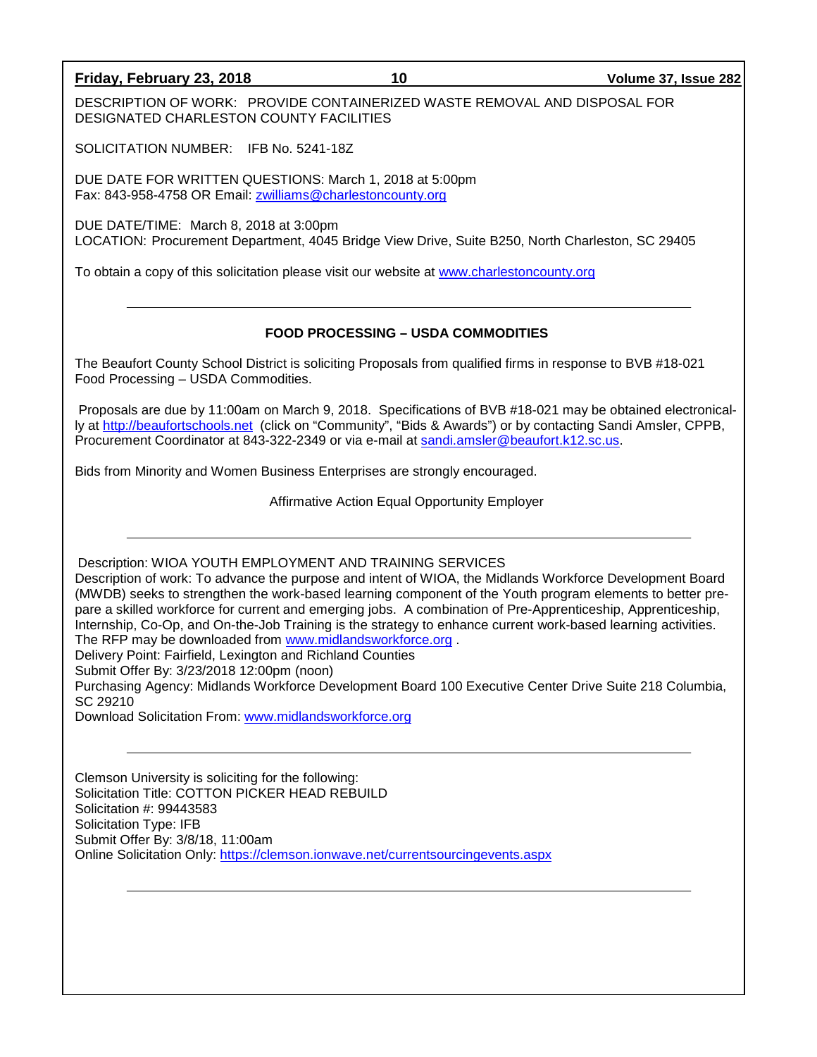DESCRIPTION OF WORK: PROVIDE CONTAINERIZED WASTE REMOVAL AND DISPOSAL FOR DESIGNATED CHARLESTON COUNTY FACILITIES

SOLICITATION NUMBER: IFB No. 5241-18Z

DUE DATE FOR WRITTEN QUESTIONS: March 1, 2018 at 5:00pm
Fax: 843-958-4758 OR Email: zwilliams@charlestoncounty.org

DUE DATE/TIME: March 8, 2018 at 3:00pm
LOCATION: Procurement Department, 4045 Bridge View Drive, Suite B250, North Charleston, SC 29405

To obtain a copy of this solicitation please visit our website at www.charlestoncounty.org

---

**FOOD PROCESSING – USDA COMMODITIES**

The Beaufort County School District is soliciting Proposals from qualified firms in response to BVB #18-021 Food Processing – USDA Commodities.

Proposals are due by 11:00am on March 9, 2018. Specifications of BVB #18-021 may be obtained electronically at http://beaufortschools.net (click on "Community", "Bids & Awards") or by contacting Sandi Amsler, CPPB, Procurement Coordinator at 843-322-2349 or via e-mail at sandi.amsler@beaufort.k12.sc.us.

Bids from Minority and Women Business Enterprises are strongly encouraged.

Affirmative Action Equal Opportunity Employer

---

Description: WIOA YOUTH EMPLOYMENT AND TRAINING SERVICES
Description of work: To advance the purpose and intent of WIOA, the Midlands Workforce Development Board (MWDB) seeks to strengthen the work-based learning component of the Youth program elements to better prepare a skilled workforce for current and emerging jobs. A combination of Pre-Apprenticeship, Apprenticeship, Internship, Co-Op, and On-the-Job Training is the strategy to enhance current work-based learning activities. The RFP may be downloaded from www.midlandsworkforce.org .
Delivery Point: Fairfield, Lexington and Richland Counties
Submit Offer By: 3/23/2018 12:00pm (noon)
Purchasing Agency: Midlands Workforce Development Board 100 Executive Center Drive Suite 218 Columbia, SC 29210
Download Solicitation From: www.midlandsworkforce.org

---

Clemson University is soliciting for the following:
Solicitation Title: COTTON PICKER HEAD REBUILD
Solicitation #: 99443583
Solicitation Type: IFB
Submit Offer By: 3/8/18, 11:00am
Online Solicitation Only: https://clemson.ionwave.net/currentsourcingevents.aspx

---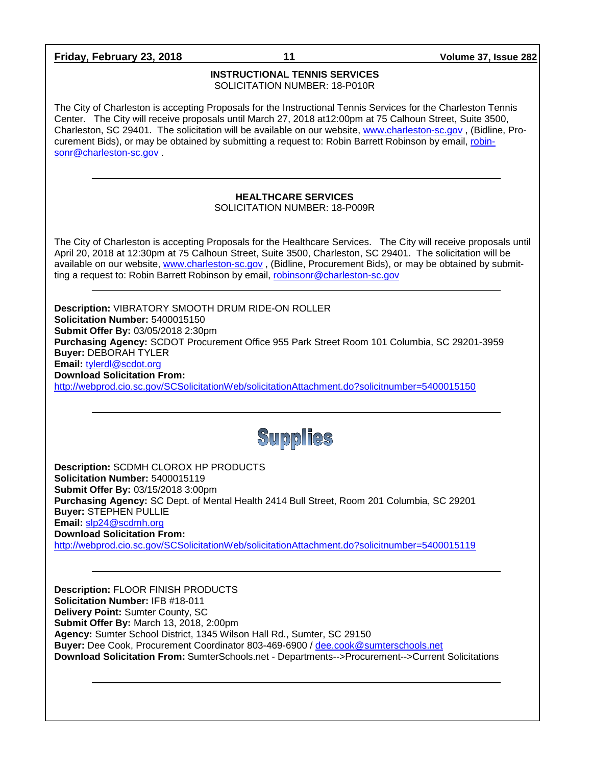**INSTRUCTIONAL TENNIS SERVICES**
SOLICITATION NUMBER: 18-P010R

The City of Charleston is accepting Proposals for the Instructional Tennis Services for the Charleston Tennis Center. The City will receive proposals until March 27, 2018 at12:00pm at 75 Calhoun Street, Suite 3500, Charleston, SC 29401. The solicitation will be available on our website, www.charleston-sc.gov , (Bidline, Procurement Bids), or may be obtained by submitting a request to: Robin Barrett Robinson by email, robinsonr@charleston-sc.gov .

---

**HEALTHCARE SERVICES**
SOLICITATION NUMBER: 18-P009R

The City of Charleston is accepting Proposals for the Healthcare Services. The City will receive proposals until April 20, 2018 at 12:30pm at 75 Calhoun Street, Suite 3500, Charleston, SC 29401. The solicitation will be available on our website, www.charleston-sc.gov , (Bidline, Procurement Bids), or may be obtained by submitting a request to: Robin Barrett Robinson by email, robinsonr@charleston-sc.gov

---

**Description:** VIBRATORY SMOOTH DRUM RIDE-ON ROLLER
**Solicitation Number:** 5400015150
**Submit Offer By:** 03/05/2018 2:30pm
**Purchasing Agency:** SCDOT Procurement Office 955 Park Street Room 101 Columbia, SC 29201-3959
**Buyer:** DEBORAH TYLER
**Email:** tylerdl@scdot.org
**Download Solicitation From:**
http://webprod.cio.sc.gov/SCSolicitationWeb/solicitationAttachment.do?solicitnumber=5400015150

---

## Supplies

**Description:** SCDMH CLOROX HP PRODUCTS
**Solicitation Number:** 5400015119
**Submit Offer By:** 03/15/2018 3:00pm
**Purchasing Agency:** SC Dept. of Mental Health 2414 Bull Street, Room 201 Columbia, SC 29201
**Buyer:** STEPHEN PULLIE
**Email:** slp24@scdmh.org
**Download Solicitation From:**
http://webprod.cio.sc.gov/SCSolicitationWeb/solicitationAttachment.do?solicitnumber=5400015119

---

**Description:** FLOOR FINISH PRODUCTS
**Solicitation Number:** IFB #18-011
**Delivery Point:** Sumter County, SC
**Submit Offer By:** March 13, 2018, 2:00pm
**Agency:** Sumter School District, 1345 Wilson Hall Rd., Sumter, SC 29150
**Buyer:** Dee Cook, Procurement Coordinator 803-469-6900 / dee.cook@sumterschools.net
**Download Solicitation From:** SumterSchools.net - Departments-->Procurement-->Current Solicitations

---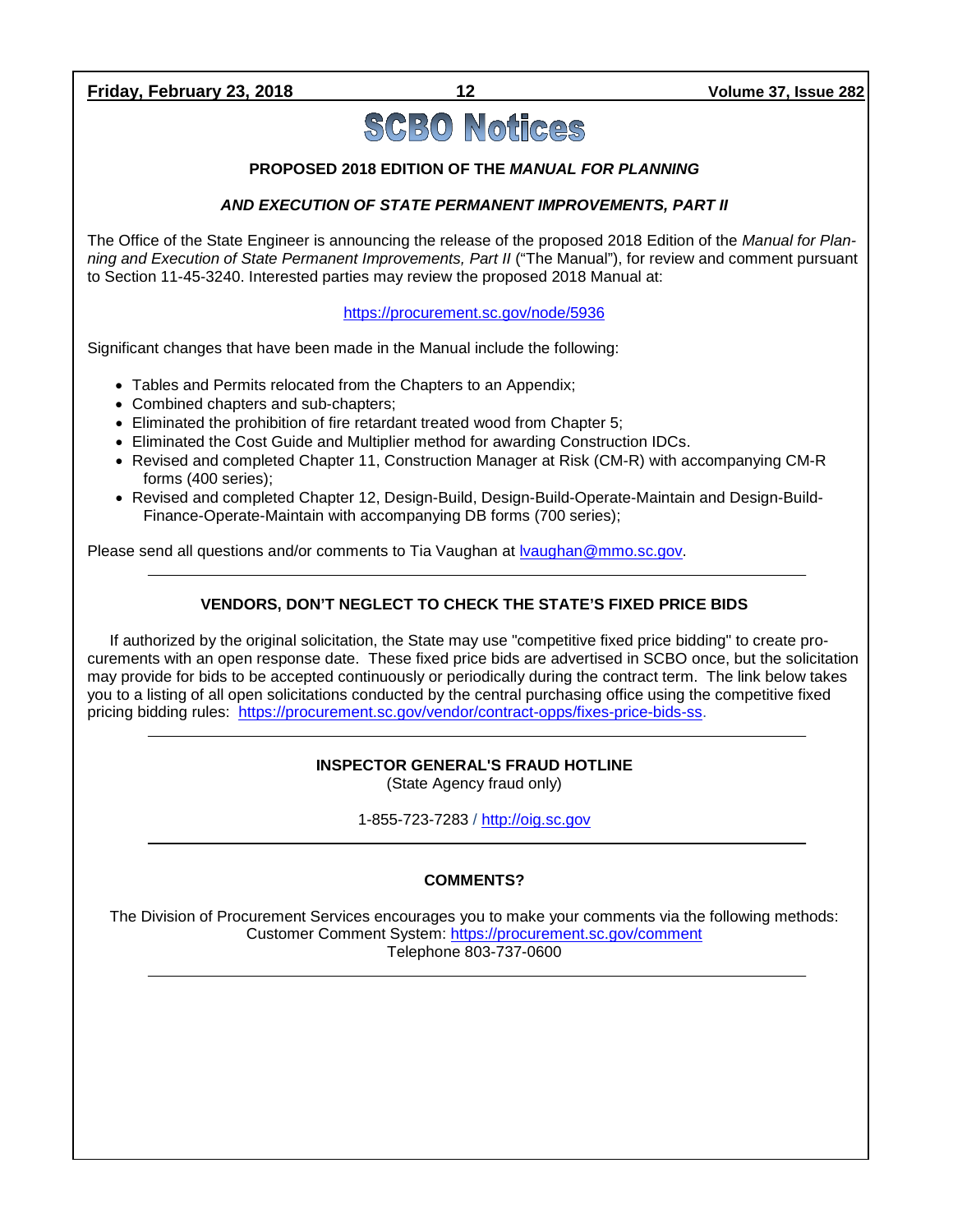# SCBO Notices

### PROPOSED 2018 EDITION OF THE *MANUAL FOR PLANNING AND EXECUTION OF STATE PERMANENT IMPROVEMENTS, PART II*

The Office of the State Engineer is announcing the release of the proposed 2018 Edition of the *Manual for Planning and Execution of State Permanent Improvements, Part II* ("The Manual"), for review and comment pursuant to Section 11-45-3240. Interested parties may review the proposed 2018 Manual at:

https://procurement.sc.gov/node/5936

Significant changes that have been made in the Manual include the following:

- Tables and Permits relocated from the Chapters to an Appendix;
- Combined chapters and sub-chapters;
- Eliminated the prohibition of fire retardant treated wood from Chapter 5;
- Eliminated the Cost Guide and Multiplier method for awarding Construction IDCs.
- Revised and completed Chapter 11, Construction Manager at Risk (CM-R) with accompanying CM-R forms (400 series);
- Revised and completed Chapter 12, Design-Build, Design-Build-Operate-Maintain and Design-Build-Finance-Operate-Maintain with accompanying DB forms (700 series);

Please send all questions and/or comments to Tia Vaughan at lvaughan@mmo.sc.gov.

---

### VENDORS, DON'T NEGLECT TO CHECK THE STATE'S FIXED PRICE BIDS

If authorized by the original solicitation, the State may use "competitive fixed price bidding" to create procurements with an open response date. These fixed price bids are advertised in SCBO once, but the solicitation may provide for bids to be accepted continuously or periodically during the contract term. The link below takes you to a listing of all open solicitations conducted by the central purchasing office using the competitive fixed pricing bidding rules: https://procurement.sc.gov/vendor/contract-opps/fixes-price-bids-ss.

---

### INSPECTOR GENERAL'S FRAUD HOTLINE

(State Agency fraud only)

1-855-723-7283 / http://oig.sc.gov

---

### COMMENTS?

The Division of Procurement Services encourages you to make your comments via the following methods:
Customer Comment System: https://procurement.sc.gov/comment
Telephone 803-737-0600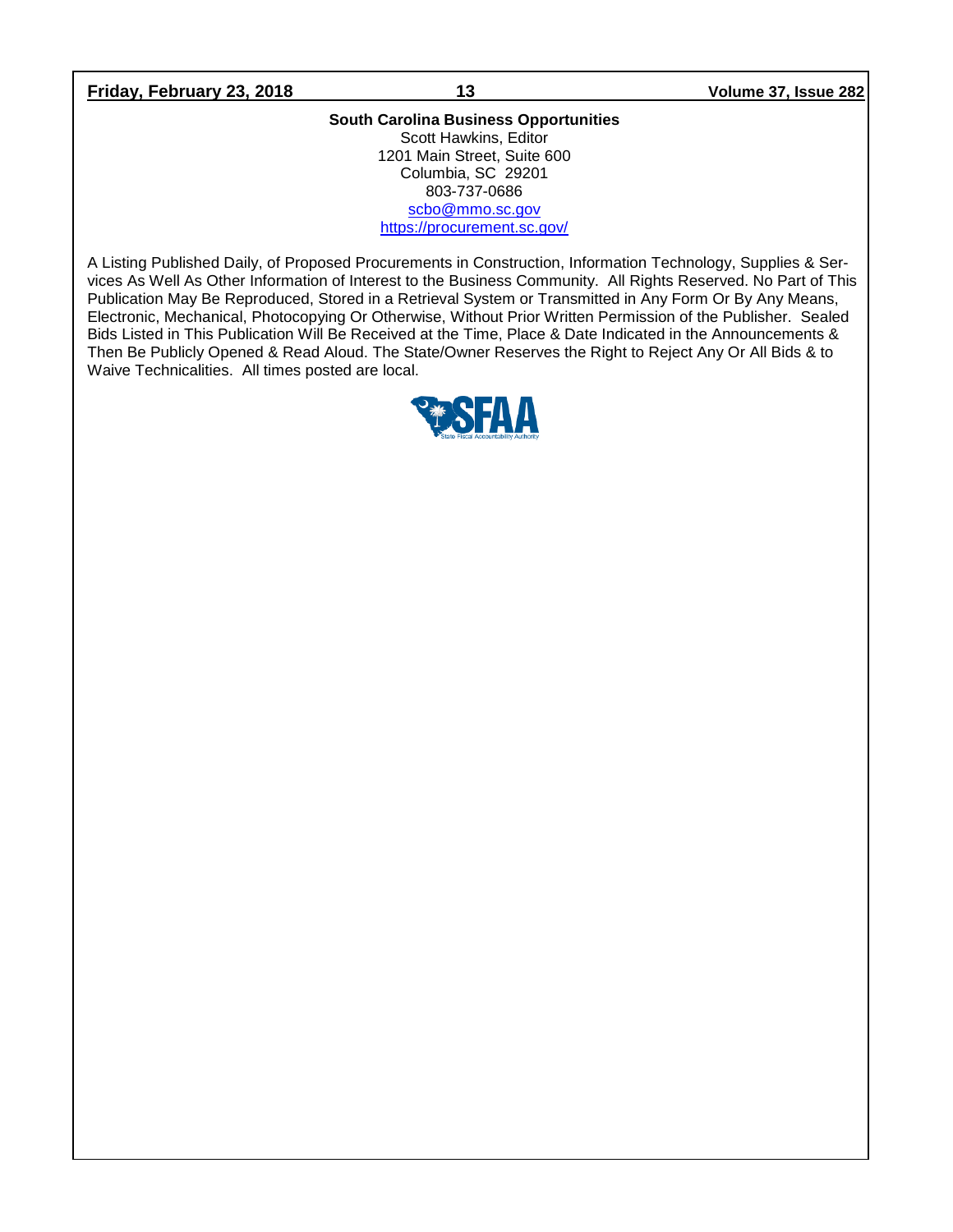**South Carolina Business Opportunities**

Scott Hawkins, Editor
1201 Main Street, Suite 600
Columbia, SC 29201
803-737-0686
scbo@mmo.sc.gov
https://procurement.sc.gov/

A Listing Published Daily, of Proposed Procurements in Construction, Information Technology, Supplies & Services As Well As Other Information of Interest to the Business Community. All Rights Reserved. No Part of This Publication May Be Reproduced, Stored in a Retrieval System or Transmitted in Any Form Or By Any Means, Electronic, Mechanical, Photocopying Or Otherwise, Without Prior Written Permission of the Publisher. Sealed Bids Listed in This Publication Will Be Received at the Time, Place & Date Indicated in the Announcements & Then Be Publicly Opened & Read Aloud. The State/Owner Reserves the Right to Reject Any Or All Bids & to Waive Technicalities. All times posted are local.

SFAA
State Fiscal Accountability Authority